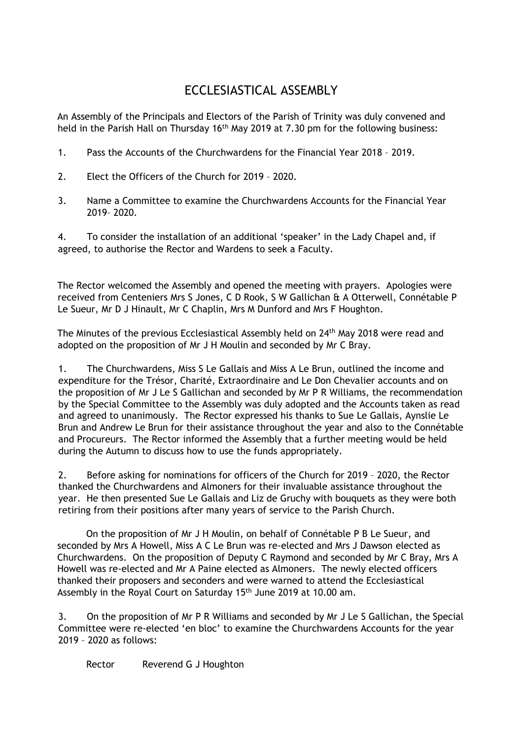# ECCLESIASTICAL ASSEMBLY

An Assembly of the Principals and Electors of the Parish of Trinity was duly convened and held in the Parish Hall on Thursday 16th May 2019 at 7.30 pm for the following business:

1. Pass the Accounts of the Churchwardens for the Financial Year 2018 – 2019.

2. Elect the Officers of the Church for 2019 – 2020.

3. Name a Committee to examine the Churchwardens Accounts for the Financial Year 2019– 2020.

4. To consider the installation of an additional 'speaker' in the Lady Chapel and, if agreed, to authorise the Rector and Wardens to seek a Faculty.

The Rector welcomed the Assembly and opened the meeting with prayers. Apologies were received from Centeniers Mrs S Jones, C D Rook, S W Gallichan & A Otterwell, Connétable P Le Sueur, Mr D J Hinault, Mr C Chaplin, Mrs M Dunford and Mrs F Houghton.

The Minutes of the previous Ecclesiastical Assembly held on 24th May 2018 were read and adopted on the proposition of Mr J H Moulin and seconded by Mr C Bray.

1. The Churchwardens, Miss S Le Gallais and Miss A Le Brun, outlined the income and expenditure for the Trésor, Charité, Extraordinaire and Le Don Chevalier accounts and on the proposition of Mr J Le S Gallichan and seconded by Mr P R Williams, the recommendation by the Special Committee to the Assembly was duly adopted and the Accounts taken as read and agreed to unanimously. The Rector expressed his thanks to Sue Le Gallais, Aynslie Le Brun and Andrew Le Brun for their assistance throughout the year and also to the Connétable and Procureurs. The Rector informed the Assembly that a further meeting would be held during the Autumn to discuss how to use the funds appropriately.

2. Before asking for nominations for officers of the Church for 2019 – 2020, the Rector thanked the Churchwardens and Almoners for their invaluable assistance throughout the year. He then presented Sue Le Gallais and Liz de Gruchy with bouquets as they were both retiring from their positions after many years of service to the Parish Church.

On the proposition of Mr J H Moulin, on behalf of Connétable P B Le Sueur, and seconded by Mrs A Howell, Miss A C Le Brun was re-elected and Mrs J Dawson elected as Churchwardens. On the proposition of Deputy C Raymond and seconded by Mr C Bray, Mrs A Howell was re-elected and Mr A Paine elected as Almoners. The newly elected officers thanked their proposers and seconders and were warned to attend the Ecclesiastical Assembly in the Royal Court on Saturday 15th June 2019 at 10.00 am.

3. On the proposition of Mr P R Williams and seconded by Mr J Le S Gallichan, the Special Committee were re-elected 'en bloc' to examine the Churchwardens Accounts for the year 2019 – 2020 as follows:

Rector Reverend G J Houghton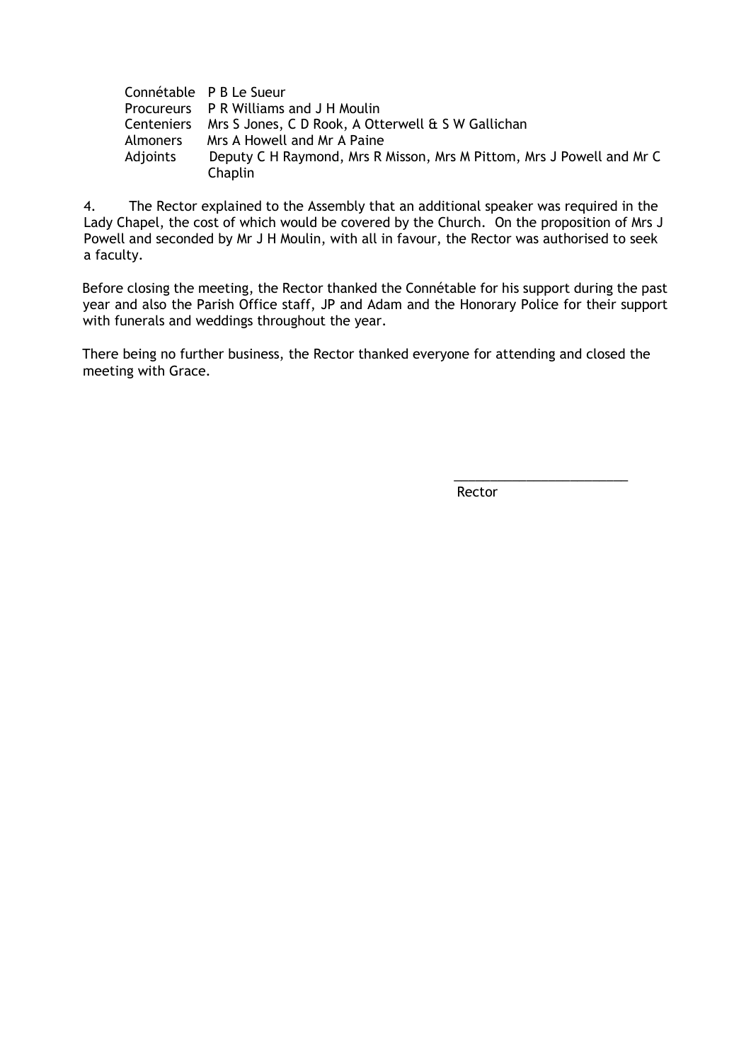| | |
|---|---|
| Connétable | P B Le Sueur |
| Procureurs | P R Williams and J H Moulin |
| Centeniers | Mrs S Jones, C D Rook, A Otterwell & S W Gallichan |
| Almoners | Mrs A Howell and Mr A Paine |
| Adjoints | Deputy C H Raymond, Mrs R Misson, Mrs M Pittom, Mrs J Powell and Mr C Chaplin |

4. The Rector explained to the Assembly that an additional speaker was required in the Lady Chapel, the cost of which would be covered by the Church. On the proposition of Mrs J Powell and seconded by Mr J H Moulin, with all in favour, the Rector was authorised to seek a faculty.

Before closing the meeting, the Rector thanked the Connétable for his support during the past year and also the Parish Office staff, JP and Adam and the Honorary Police for their support with funerals and weddings throughout the year.

There being no further business, the Rector thanked everyone for attending and closed the meeting with Grace.

\_\_\_\_\_\_\_\_\_\_\_\_\_\_\_\_\_\_\_\_\_\_\_\_

Rector